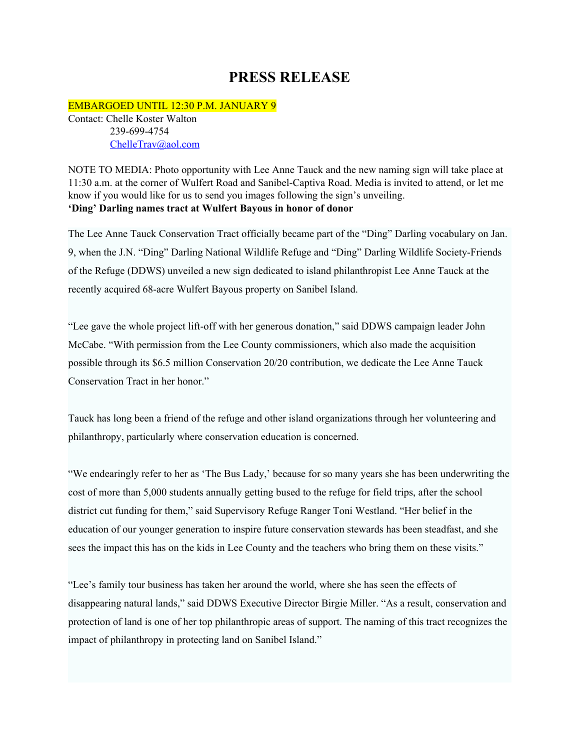# PRESS RELEASE

EMBARGOED UNTIL 12:30 P.M. JANUARY 9

Contact: Chelle Koster Walton
239-699-4754
ChelleTrav@aol.com

NOTE TO MEDIA: Photo opportunity with Lee Anne Tauck and the new naming sign will take place at 11:30 a.m. at the corner of Wulfert Road and Sanibel-Captiva Road. Media is invited to attend, or let me know if you would like for us to send you images following the sign's unveiling.

**'Ding' Darling names tract at Wulfert Bayous in honor of donor**

The Lee Anne Tauck Conservation Tract officially became part of the "Ding" Darling vocabulary on Jan. 9, when the J.N. "Ding" Darling National Wildlife Refuge and "Ding" Darling Wildlife Society-Friends of the Refuge (DDWS) unveiled a new sign dedicated to island philanthropist Lee Anne Tauck at the recently acquired 68-acre Wulfert Bayous property on Sanibel Island.

"Lee gave the whole project lift-off with her generous donation," said DDWS campaign leader John McCabe. "With permission from the Lee County commissioners, which also made the acquisition possible through its $6.5 million Conservation 20/20 contribution, we dedicate the Lee Anne Tauck Conservation Tract in her honor."

Tauck has long been a friend of the refuge and other island organizations through her volunteering and philanthropy, particularly where conservation education is concerned.

"We endearingly refer to her as 'The Bus Lady,' because for so many years she has been underwriting the cost of more than 5,000 students annually getting bused to the refuge for field trips, after the school district cut funding for them," said Supervisory Refuge Ranger Toni Westland. "Her belief in the education of our younger generation to inspire future conservation stewards has been steadfast, and she sees the impact this has on the kids in Lee County and the teachers who bring them on these visits."

"Lee's family tour business has taken her around the world, where she has seen the effects of disappearing natural lands," said DDWS Executive Director Birgie Miller. "As a result, conservation and protection of land is one of her top philanthropic areas of support. The naming of this tract recognizes the impact of philanthropy in protecting land on Sanibel Island."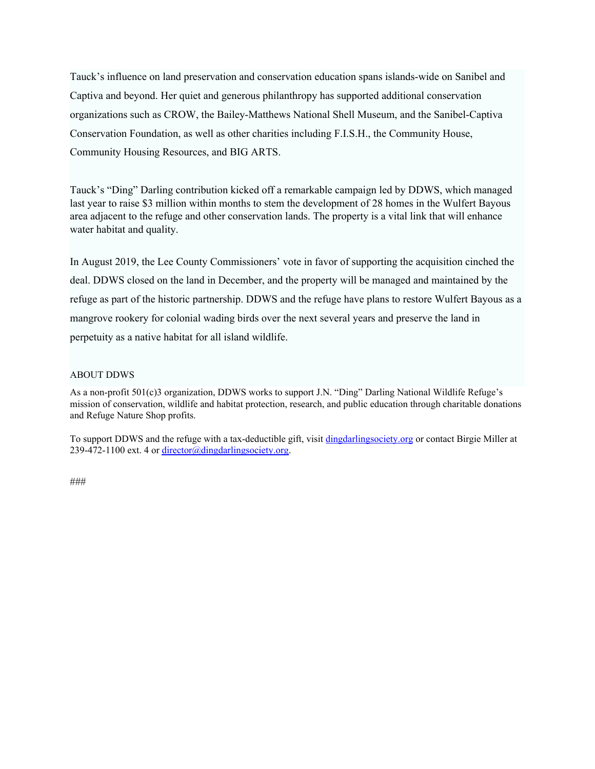Tauck's influence on land preservation and conservation education spans islands-wide on Sanibel and Captiva and beyond. Her quiet and generous philanthropy has supported additional conservation organizations such as CROW, the Bailey-Matthews National Shell Museum, and the Sanibel-Captiva Conservation Foundation, as well as other charities including F.I.S.H., the Community House, Community Housing Resources, and BIG ARTS.

Tauck's "Ding" Darling contribution kicked off a remarkable campaign led by DDWS, which managed last year to raise $3 million within months to stem the development of 28 homes in the Wulfert Bayous area adjacent to the refuge and other conservation lands. The property is a vital link that will enhance water habitat and quality.

In August 2019, the Lee County Commissioners' vote in favor of supporting the acquisition cinched the deal. DDWS closed on the land in December, and the property will be managed and maintained by the refuge as part of the historic partnership. DDWS and the refuge have plans to restore Wulfert Bayous as a mangrove rookery for colonial wading birds over the next several years and preserve the land in perpetuity as a native habitat for all island wildlife.

ABOUT DDWS

As a non-profit 501(c)3 organization, DDWS works to support J.N. "Ding" Darling National Wildlife Refuge's mission of conservation, wildlife and habitat protection, research, and public education through charitable donations and Refuge Nature Shop profits.

To support DDWS and the refuge with a tax-deductible gift, visit [dingdarlingsociety.org](http://dingdarlingsociety.org) or contact Birgie Miller at 239-472-1100 ext. 4 or [director@dingdarlingsociety.org](mailto:director@dingdarlingsociety.org).

###